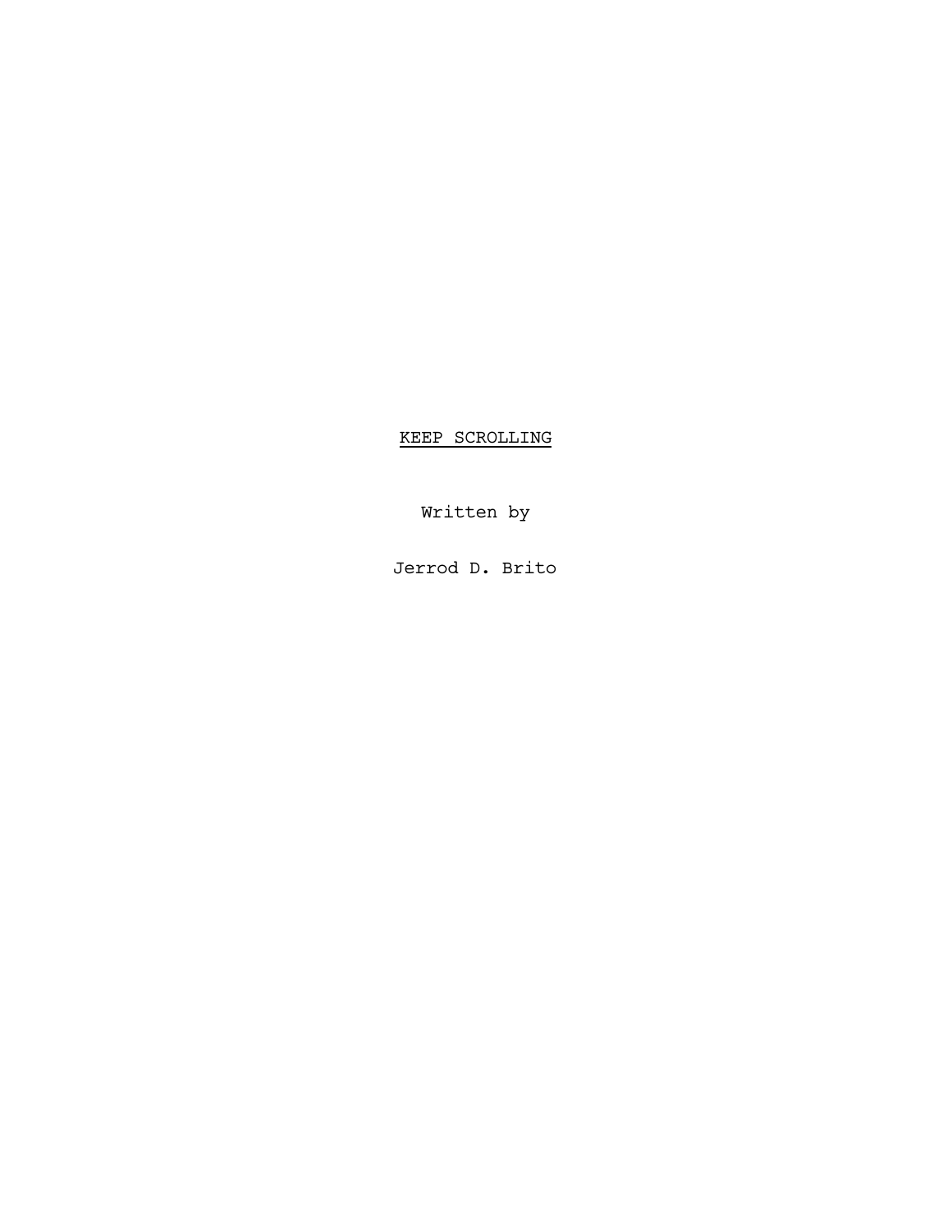# KEEP SCROLLING

Written by

Jerrod D. Brito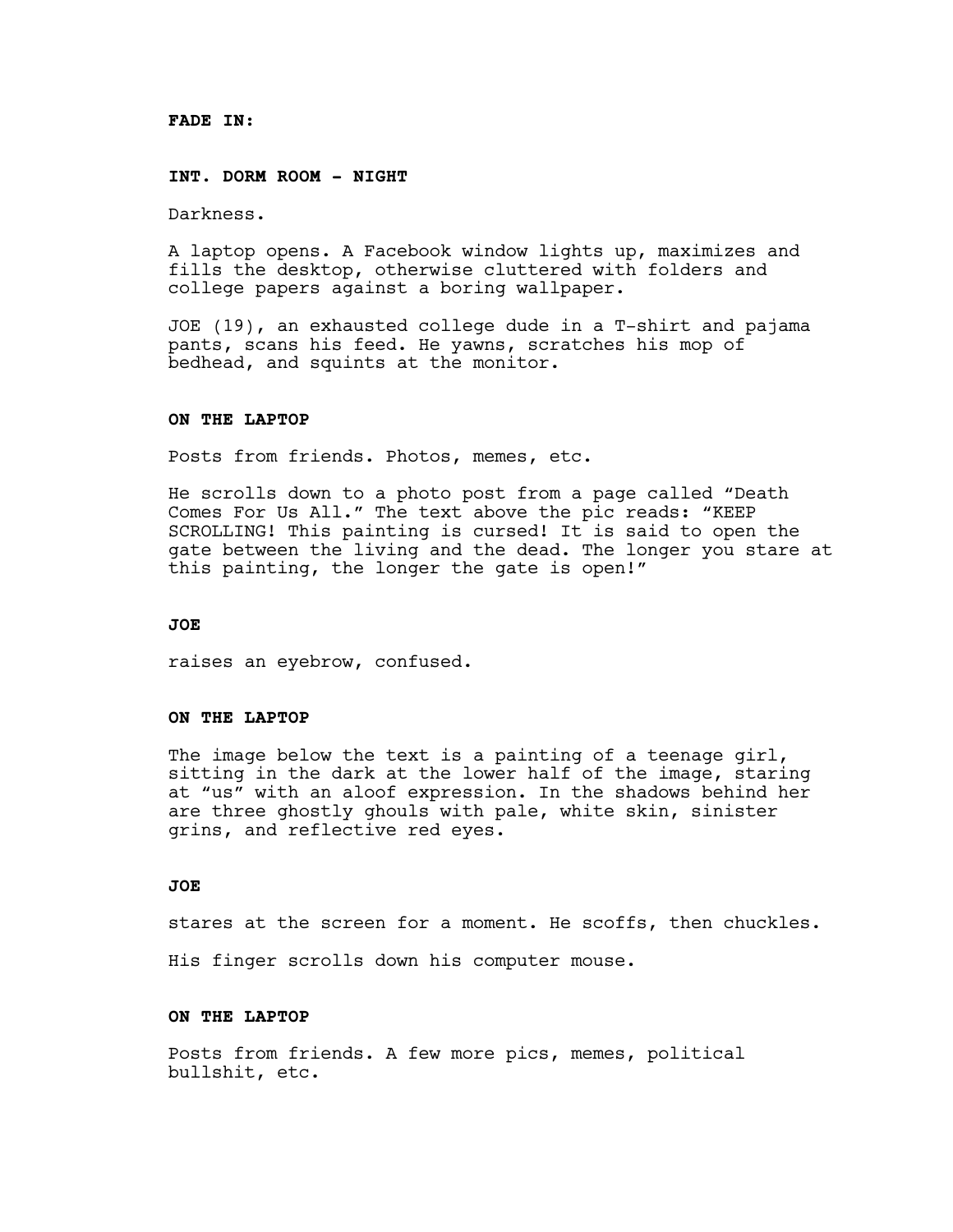**FADE IN:**

**INT. DORM ROOM - NIGHT**

Darkness.

A laptop opens. A Facebook window lights up, maximizes and fills the desktop, otherwise cluttered with folders and college papers against a boring wallpaper.

JOE (19), an exhausted college dude in a T-shirt and pajama pants, scans his feed. He yawns, scratches his mop of bedhead, and squints at the monitor.

**ON THE LAPTOP**

Posts from friends. Photos, memes, etc.

He scrolls down to a photo post from a page called "Death Comes For Us All." The text above the pic reads: "KEEP SCROLLING! This painting is cursed! It is said to open the gate between the living and the dead. The longer you stare at this painting, the longer the gate is open!"

**JOE**

raises an eyebrow, confused.

**ON THE LAPTOP**

The image below the text is a painting of a teenage girl, sitting in the dark at the lower half of the image, staring at "us" with an aloof expression. In the shadows behind her are three ghostly ghouls with pale, white skin, sinister grins, and reflective red eyes.

**JOE**

stares at the screen for a moment. He scoffs, then chuckles.

His finger scrolls down his computer mouse.

**ON THE LAPTOP**

Posts from friends. A few more pics, memes, political bullshit, etc.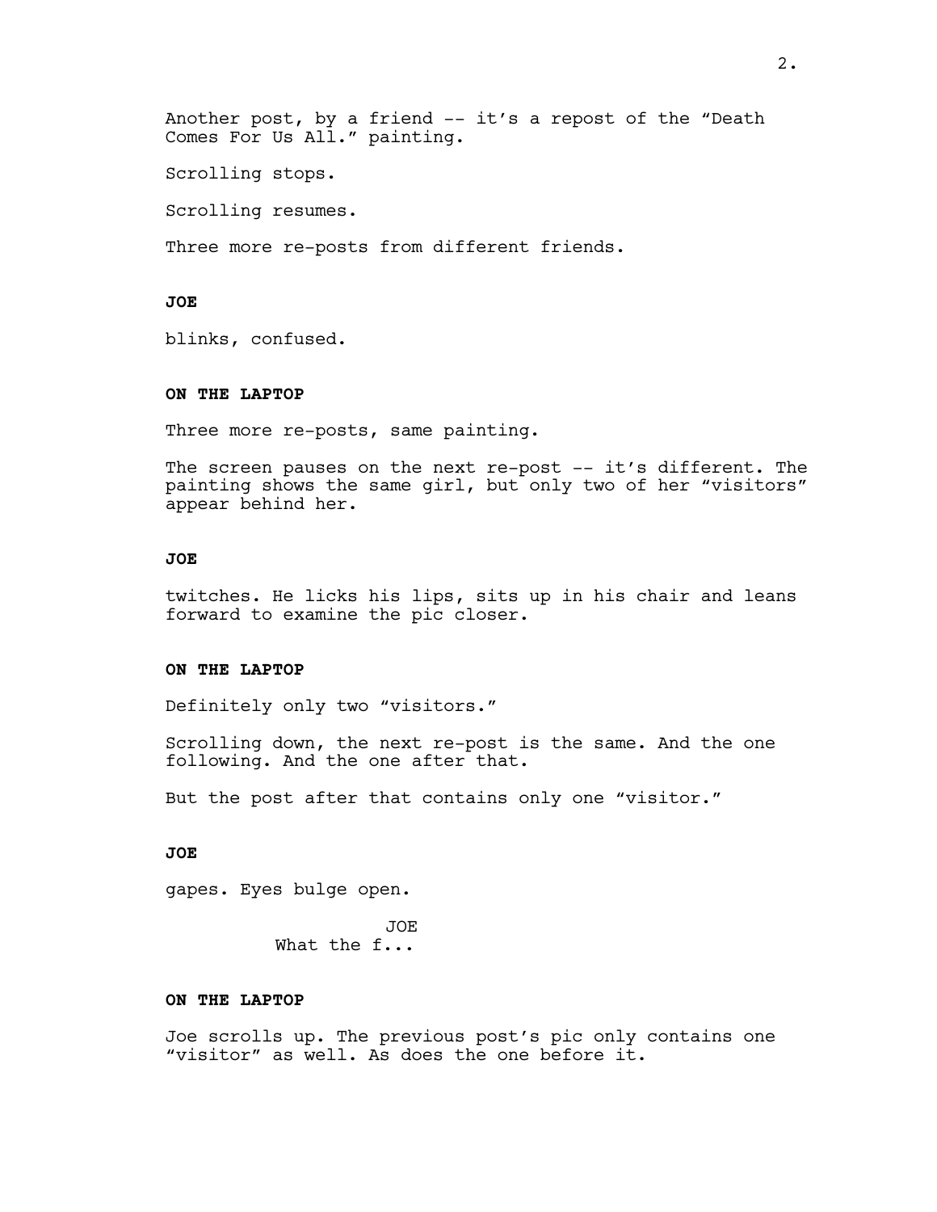Another post, by a friend -- it's a repost of the "Death Comes For Us All." painting.

Scrolling stops.

Scrolling resumes.

Three more re-posts from different friends.

**JOE**

blinks, confused.

**ON THE LAPTOP**

Three more re-posts, same painting.

The screen pauses on the next re-post -- it's different. The painting shows the same girl, but only two of her "visitors" appear behind her.

**JOE**

twitches. He licks his lips, sits up in his chair and leans forward to examine the pic closer.

**ON THE LAPTOP**

Definitely only two "visitors."

Scrolling down, the next re-post is the same. And the one following. And the one after that.

But the post after that contains only one "visitor."

**JOE**

gapes. Eyes bulge open.

JOE
What the f...

**ON THE LAPTOP**

Joe scrolls up. The previous post's pic only contains one "visitor" as well. As does the one before it.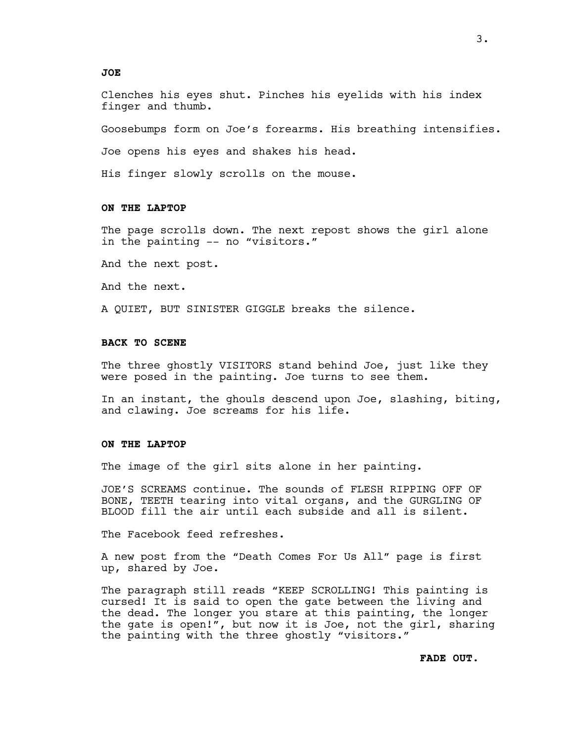**JOE**

Clenches his eyes shut. Pinches his eyelids with his index finger and thumb.

Goosebumps form on Joe's forearms. His breathing intensifies.

Joe opens his eyes and shakes his head.

His finger slowly scrolls on the mouse.

**ON THE LAPTOP**

The page scrolls down. The next repost shows the girl alone in the painting -- no "visitors."

And the next post.

And the next.

A QUIET, BUT SINISTER GIGGLE breaks the silence.

**BACK TO SCENE**

The three ghostly VISITORS stand behind Joe, just like they were posed in the painting. Joe turns to see them.

In an instant, the ghouls descend upon Joe, slashing, biting, and clawing. Joe screams for his life.

**ON THE LAPTOP**

The image of the girl sits alone in her painting.

JOE'S SCREAMS continue. The sounds of FLESH RIPPING OFF OF BONE, TEETH tearing into vital organs, and the GURGLING OF BLOOD fill the air until each subside and all is silent.

The Facebook feed refreshes.

A new post from the "Death Comes For Us All" page is first up, shared by Joe.

The paragraph still reads "KEEP SCROLLING! This painting is cursed! It is said to open the gate between the living and the dead. The longer you stare at this painting, the longer the gate is open!", but now it is Joe, not the girl, sharing the painting with the three ghostly "visitors."

**FADE OUT.**